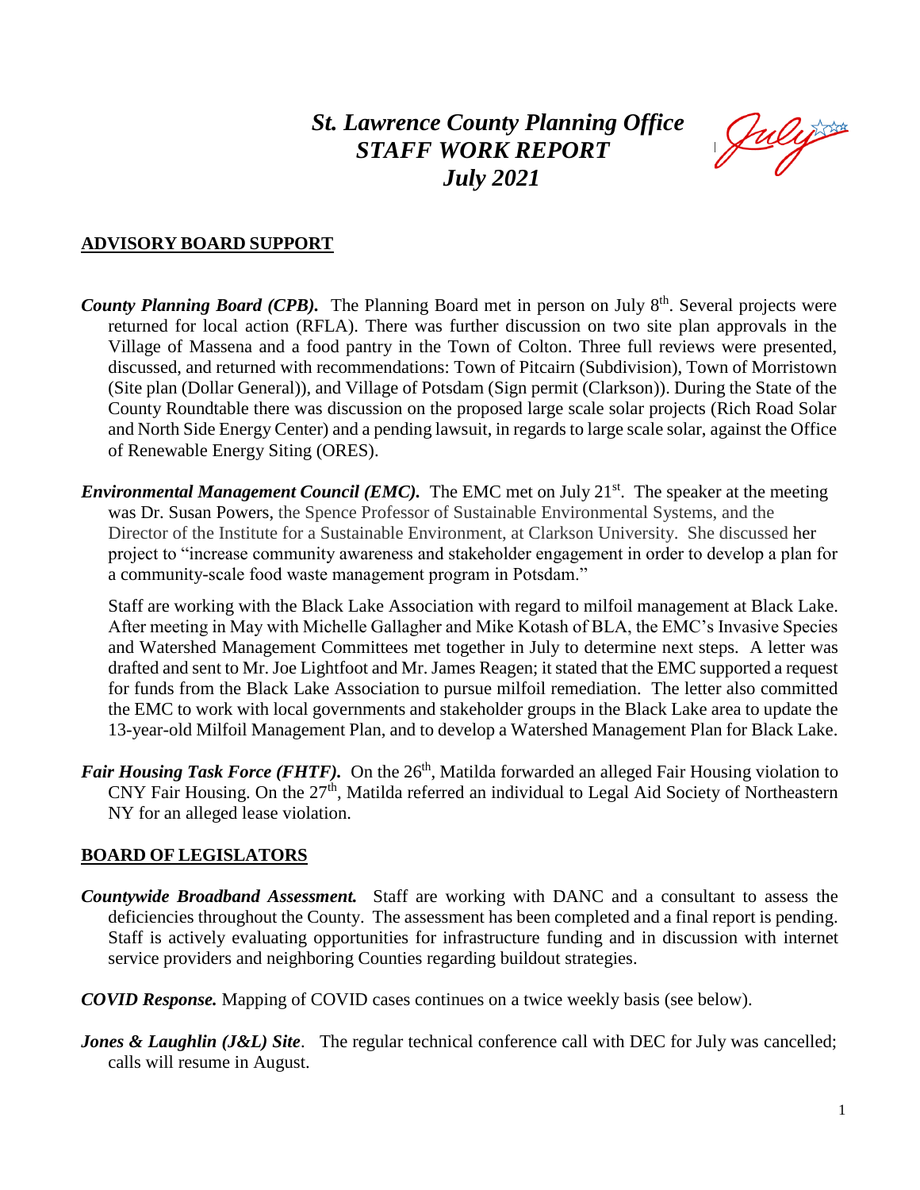# *St. Lawrence County Planning Office*
# *STAFF WORK REPORT*
# *July 2021*

## ADVISORY BOARD SUPPORT

***County Planning Board (CPB).*** The Planning Board met in person on July 8th. Several projects were returned for local action (RFLA). There was further discussion on two site plan approvals in the Village of Massena and a food pantry in the Town of Colton. Three full reviews were presented, discussed, and returned with recommendations: Town of Pitcairn (Subdivision), Town of Morristown (Site plan (Dollar General)), and Village of Potsdam (Sign permit (Clarkson)). During the State of the County Roundtable there was discussion on the proposed large scale solar projects (Rich Road Solar and North Side Energy Center) and a pending lawsuit, in regards to large scale solar, against the Office of Renewable Energy Siting (ORES).

***Environmental Management Council (EMC).*** The EMC met on July 21st. The speaker at the meeting was Dr. Susan Powers, the Spence Professor of Sustainable Environmental Systems, and the Director of the Institute for a Sustainable Environment, at Clarkson University. She discussed her project to "increase community awareness and stakeholder engagement in order to develop a plan for a community-scale food waste management program in Potsdam."

Staff are working with the Black Lake Association with regard to milfoil management at Black Lake. After meeting in May with Michelle Gallagher and Mike Kotash of BLA, the EMC's Invasive Species and Watershed Management Committees met together in July to determine next steps. A letter was drafted and sent to Mr. Joe Lightfoot and Mr. James Reagen; it stated that the EMC supported a request for funds from the Black Lake Association to pursue milfoil remediation. The letter also committed the EMC to work with local governments and stakeholder groups in the Black Lake area to update the 13-year-old Milfoil Management Plan, and to develop a Watershed Management Plan for Black Lake.

***Fair Housing Task Force (FHTF).*** On the 26th, Matilda forwarded an alleged Fair Housing violation to CNY Fair Housing. On the 27th, Matilda referred an individual to Legal Aid Society of Northeastern NY for an alleged lease violation.

## BOARD OF LEGISLATORS

***Countywide Broadband Assessment.*** Staff are working with DANC and a consultant to assess the deficiencies throughout the County. The assessment has been completed and a final report is pending. Staff is actively evaluating opportunities for infrastructure funding and in discussion with internet service providers and neighboring Counties regarding buildout strategies.

***COVID Response.*** Mapping of COVID cases continues on a twice weekly basis (see below).

***Jones & Laughlin (J&L) Site***. The regular technical conference call with DEC for July was cancelled; calls will resume in August.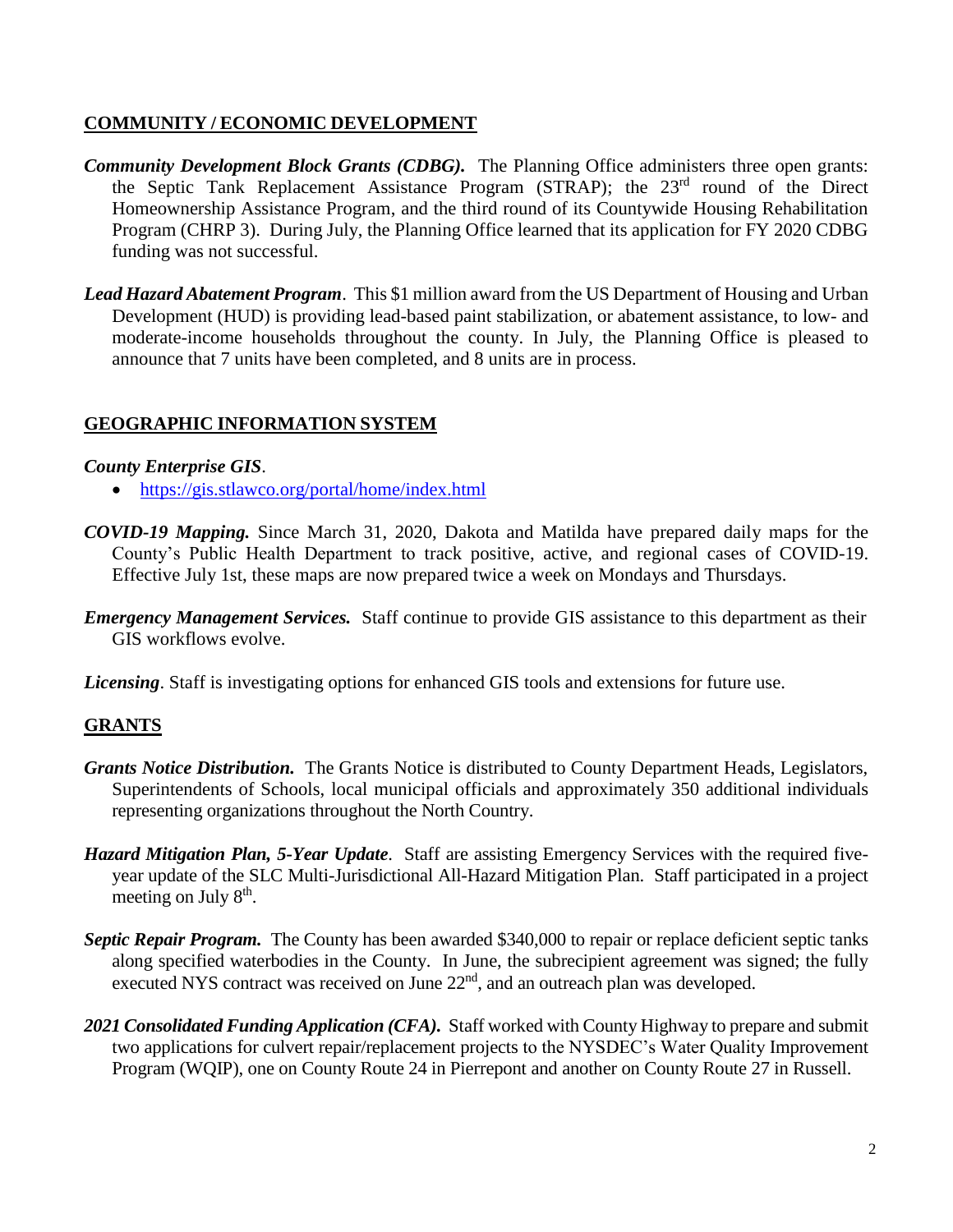## COMMUNITY / ECONOMIC DEVELOPMENT

***Community Development Block Grants (CDBG).*** The Planning Office administers three open grants: the Septic Tank Replacement Assistance Program (STRAP); the 23rd round of the Direct Homeownership Assistance Program, and the third round of its Countywide Housing Rehabilitation Program (CHRP 3). During July, the Planning Office learned that its application for FY 2020 CDBG funding was not successful.

***Lead Hazard Abatement Program***. This $1 million award from the US Department of Housing and Urban Development (HUD) is providing lead-based paint stabilization, or abatement assistance, to low- and moderate-income households throughout the county. In July, the Planning Office is pleased to announce that 7 units have been completed, and 8 units are in process.

## GEOGRAPHIC INFORMATION SYSTEM

***County Enterprise GIS***.

- https://gis.stlawco.org/portal/home/index.html

***COVID-19 Mapping.*** Since March 31, 2020, Dakota and Matilda have prepared daily maps for the County's Public Health Department to track positive, active, and regional cases of COVID-19. Effective July 1st, these maps are now prepared twice a week on Mondays and Thursdays.

***Emergency Management Services.*** Staff continue to provide GIS assistance to this department as their GIS workflows evolve.

***Licensing***. Staff is investigating options for enhanced GIS tools and extensions for future use.

## GRANTS

***Grants Notice Distribution.*** The Grants Notice is distributed to County Department Heads, Legislators, Superintendents of Schools, local municipal officials and approximately 350 additional individuals representing organizations throughout the North Country.

***Hazard Mitigation Plan, 5-Year Update***. Staff are assisting Emergency Services with the required five-year update of the SLC Multi-Jurisdictional All-Hazard Mitigation Plan. Staff participated in a project meeting on July 8th.

***Septic Repair Program.*** The County has been awarded $340,000 to repair or replace deficient septic tanks along specified waterbodies in the County. In June, the subrecipient agreement was signed; the fully executed NYS contract was received on June 22nd, and an outreach plan was developed.

***2021 Consolidated Funding Application (CFA).*** Staff worked with County Highway to prepare and submit two applications for culvert repair/replacement projects to the NYSDEC's Water Quality Improvement Program (WQIP), one on County Route 24 in Pierrepont and another on County Route 27 in Russell.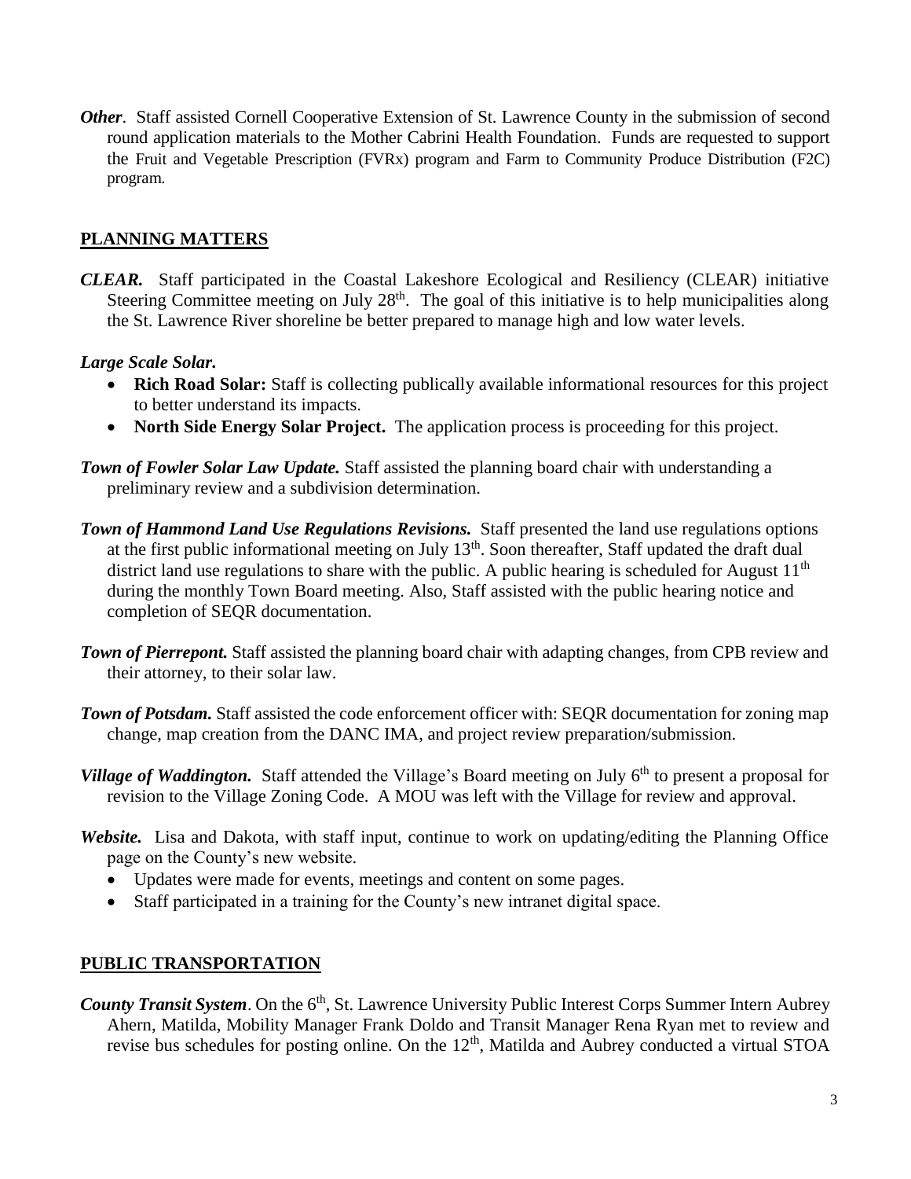***Other***. Staff assisted Cornell Cooperative Extension of St. Lawrence County in the submission of second round application materials to the Mother Cabrini Health Foundation. Funds are requested to support the Fruit and Vegetable Prescription (FVRx) program and Farm to Community Produce Distribution (F2C) program.

## PLANNING MATTERS

***CLEAR.*** Staff participated in the Coastal Lakeshore Ecological and Resiliency (CLEAR) initiative Steering Committee meeting on July 28th. The goal of this initiative is to help municipalities along the St. Lawrence River shoreline be better prepared to manage high and low water levels.

***Large Scale Solar.***

- **Rich Road Solar:** Staff is collecting publically available informational resources for this project to better understand its impacts.
- **North Side Energy Solar Project.** The application process is proceeding for this project.

***Town of Fowler Solar Law Update.*** Staff assisted the planning board chair with understanding a preliminary review and a subdivision determination.

***Town of Hammond Land Use Regulations Revisions.*** Staff presented the land use regulations options at the first public informational meeting on July 13th. Soon thereafter, Staff updated the draft dual district land use regulations to share with the public. A public hearing is scheduled for August 11th during the monthly Town Board meeting. Also, Staff assisted with the public hearing notice and completion of SEQR documentation.

***Town of Pierrepont.*** Staff assisted the planning board chair with adapting changes, from CPB review and their attorney, to their solar law.

***Town of Potsdam.*** Staff assisted the code enforcement officer with: SEQR documentation for zoning map change, map creation from the DANC IMA, and project review preparation/submission.

***Village of Waddington.*** Staff attended the Village's Board meeting on July 6th to present a proposal for revision to the Village Zoning Code. A MOU was left with the Village for review and approval.

***Website.*** Lisa and Dakota, with staff input, continue to work on updating/editing the Planning Office page on the County's new website.

- Updates were made for events, meetings and content on some pages.
- Staff participated in a training for the County's new intranet digital space.

## PUBLIC TRANSPORTATION

***County Transit System***. On the 6th, St. Lawrence University Public Interest Corps Summer Intern Aubrey Ahern, Matilda, Mobility Manager Frank Doldo and Transit Manager Rena Ryan met to review and revise bus schedules for posting online. On the 12th, Matilda and Aubrey conducted a virtual STOA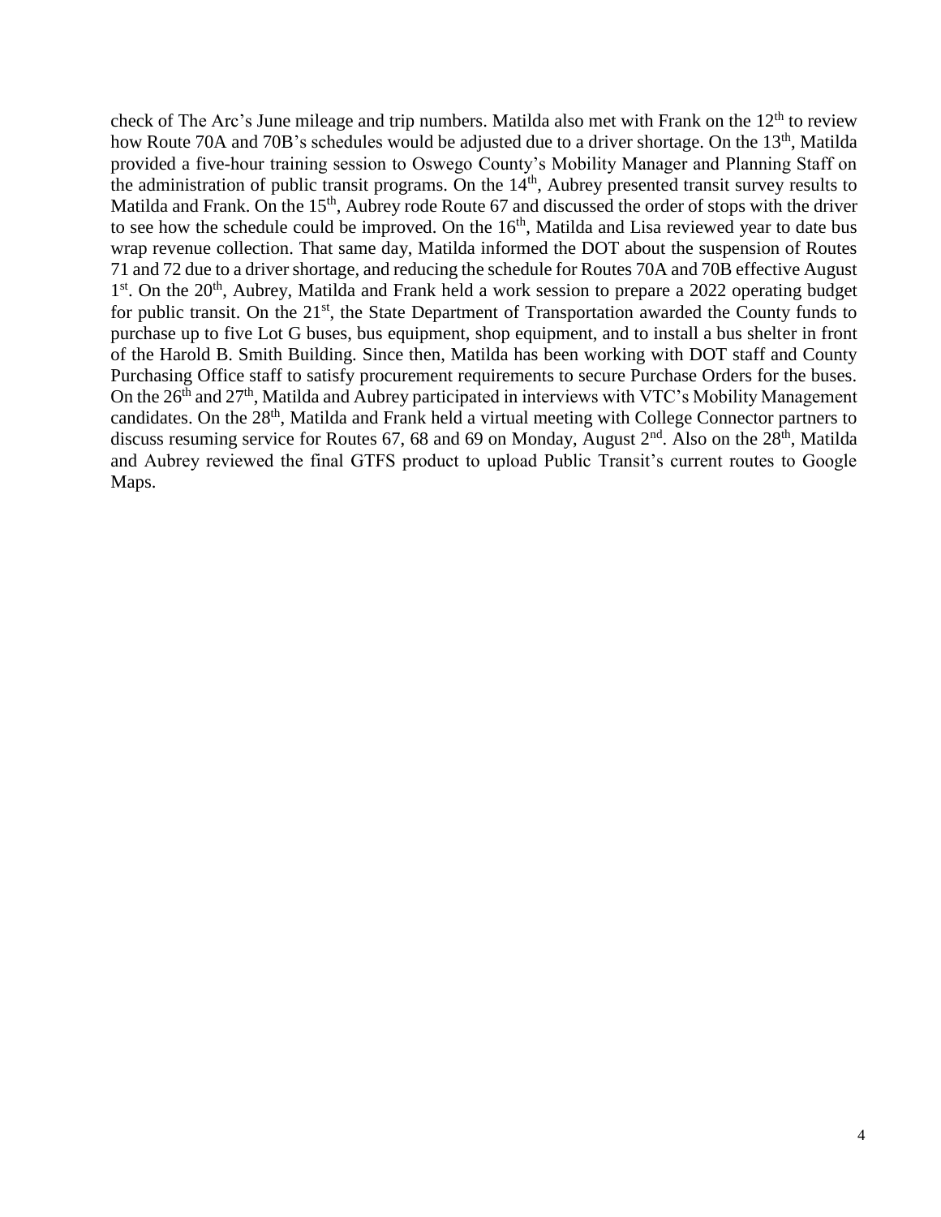check of The Arc's June mileage and trip numbers. Matilda also met with Frank on the 12th to review how Route 70A and 70B's schedules would be adjusted due to a driver shortage. On the 13th, Matilda provided a five-hour training session to Oswego County's Mobility Manager and Planning Staff on the administration of public transit programs. On the 14th, Aubrey presented transit survey results to Matilda and Frank. On the 15th, Aubrey rode Route 67 and discussed the order of stops with the driver to see how the schedule could be improved. On the 16th, Matilda and Lisa reviewed year to date bus wrap revenue collection. That same day, Matilda informed the DOT about the suspension of Routes 71 and 72 due to a driver shortage, and reducing the schedule for Routes 70A and 70B effective August 1st. On the 20th, Aubrey, Matilda and Frank held a work session to prepare a 2022 operating budget for public transit. On the 21st, the State Department of Transportation awarded the County funds to purchase up to five Lot G buses, bus equipment, shop equipment, and to install a bus shelter in front of the Harold B. Smith Building. Since then, Matilda has been working with DOT staff and County Purchasing Office staff to satisfy procurement requirements to secure Purchase Orders for the buses. On the 26th and 27th, Matilda and Aubrey participated in interviews with VTC's Mobility Management candidates. On the 28th, Matilda and Frank held a virtual meeting with College Connector partners to discuss resuming service for Routes 67, 68 and 69 on Monday, August 2nd. Also on the 28th, Matilda and Aubrey reviewed the final GTFS product to upload Public Transit's current routes to Google Maps.